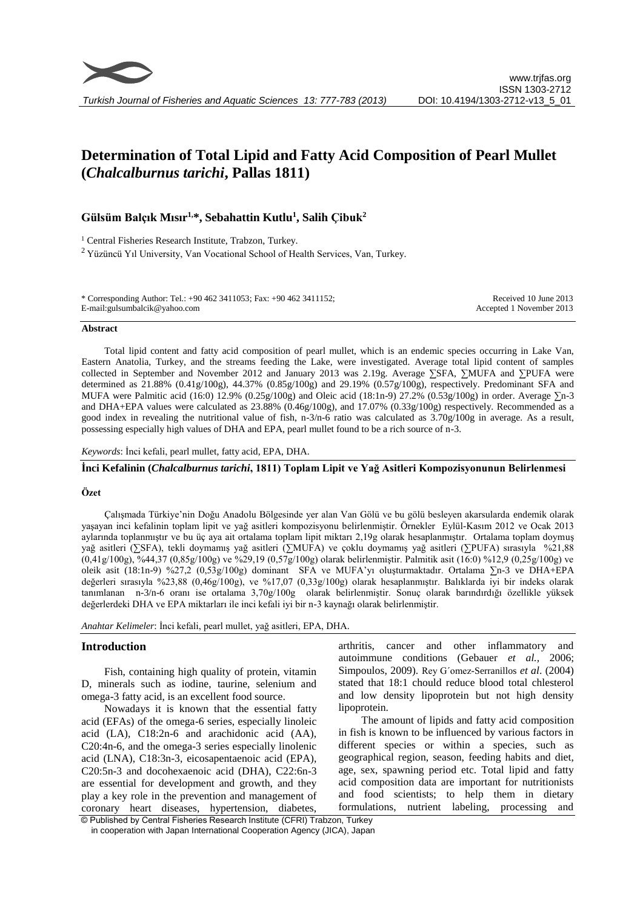# Determination of Total Lipid and Fatty Acid Composition of Pearl Mullet (*Chalcalburnus tarichi*, Pallas 1811)

**Gülsüm Balçık Mısır[1,*], Sebahattin Kutlu[1], Salih Çibuk[2]**

[1] Central Fisheries Research Institute, Trabzon, Turkey.

[2] Yüzüncü Yıl University, Van Vocational School of Health Services, Van, Turkey.

\* Corresponding Author: Tel.: +90 462 3411053; Fax: +90 462 3411152;
E-mail:gulsumbalcik@yahoo.com

Received 10 June 2013
Accepted 1 November 2013

### Abstract

Total lipid content and fatty acid composition of pearl mullet, which is an endemic species occurring in Lake Van, Eastern Anatolia, Turkey, and the streams feeding the Lake, were investigated. Average total lipid content of samples collected in September and November 2012 and January 2013 was 2.19g. Average ∑SFA, ∑MUFA and ∑PUFA were determined as 21.88% (0.41g/100g), 44.37% (0.85g/100g) and 29.19% (0.57g/100g), respectively. Predominant SFA and MUFA were Palmitic acid (16:0) 12.9% (0.25g/100g) and Oleic acid (18:1n-9) 27.2% (0.53g/100g) in order. Average ∑n-3 and DHA+EPA values were calculated as 23.88% (0.46g/100g), and 17.07% (0.33g/100g) respectively. Recommended as a good index in revealing the nutritional value of fish, n-3/n-6 ratio was calculated as 3.70g/100g in average. As a result, possessing especially high values of DHA and EPA, pearl mullet found to be a rich source of n-3.

*Keywords*: İnci kefali, pearl mullet, fatty acid, EPA, DHA.

## İnci Kefalinin (*Chalcalburnus tarichi*, 1811) Toplam Lipit ve Yağ Asitleri Kompozisyonunun Belirlenmesi

### Özet

Çalışmada Türkiye'nin Doğu Anadolu Bölgesinde yer alan Van Gölü ve bu gölü besleyen akarsularda endemik olarak yaşayan inci kefalinin toplam lipit ve yağ asitleri kompozisyonu belirlenmiştir. Örnekler Eylül-Kasım 2012 ve Ocak 2013 aylarında toplanmıştır ve bu üç aya ait ortalama toplam lipit miktarı 2,19g olarak hesaplanmıştır. Ortalama toplam doymuş yağ asitleri (∑SFA), tekli doymamış yağ asitleri (∑MUFA) ve çoklu doymamış yağ asitleri (∑PUFA) sırasıyla %21,88 (0,41g/100g), %44,37 (0,85g/100g) ve %29,19 (0,57g/100g) olarak belirlenmiştir. Palmitik asit (16:0) %12,9 (0,25g/100g) ve oleik asit (18:1n-9) %27,2 (0,53g/100g) dominant SFA ve MUFA'yı oluşturmaktadır. Ortalama ∑n-3 ve DHA+EPA değerleri sırasıyla %23,88 (0,46g/100g), ve %17,07 (0,33g/100g) olarak hesaplanmıştır. Balıklarda iyi bir indeks olarak tanımlanan n-3/n-6 oranı ise ortalama 3,70g/100g olarak belirlenmiştir. Sonuç olarak barındırdığı özellikle yüksek değerlerdeki DHA ve EPA miktarları ile inci kefali iyi bir n-3 kaynağı olarak belirlenmiştir.

*Anahtar Kelimeler*: İnci kefali, pearl mullet, yağ asitleri, EPA, DHA.

## Introduction

Fish, containing high quality of protein, vitamin D, minerals such as iodine, taurine, selenium and omega-3 fatty acid, is an excellent food source.

Nowadays it is known that the essential fatty acid (EFAs) of the omega-6 series, especially linoleic acid (LA), C18:2n-6 and arachidonic acid (AA), C20:4n-6, and the omega-3 series especially linolenic acid (LNA), C18:3n-3, eicosapentaenoic acid (EPA), C20:5n-3 and docohexaenoic acid (DHA), C22:6n-3 are essential for development and growth, and they play a key role in the prevention and management of coronary heart diseases, hypertension, diabetes, arthritis, cancer and other inflammatory and autoimmune conditions (Gebauer *et al.,* 2006; Simpoulos, 2009). Rey G´omez-Serranillos *et al*. (2004) stated that 18:1 chould reduce blood total chlesterol and low density lipoprotein but not high density lipoprotein.

The amount of lipids and fatty acid composition in fish is known to be influenced by various factors in different species or within a species, such as geographical region, season, feeding habits and diet, age, sex, spawning period etc. Total lipid and fatty acid composition data are important for nutritionists and food scientists; to help them in dietary formulations, nutrient labeling, processing and

© Published by Central Fisheries Research Institute (CFRI) Trabzon, Turkey
in cooperation with Japan International Cooperation Agency (JICA), Japan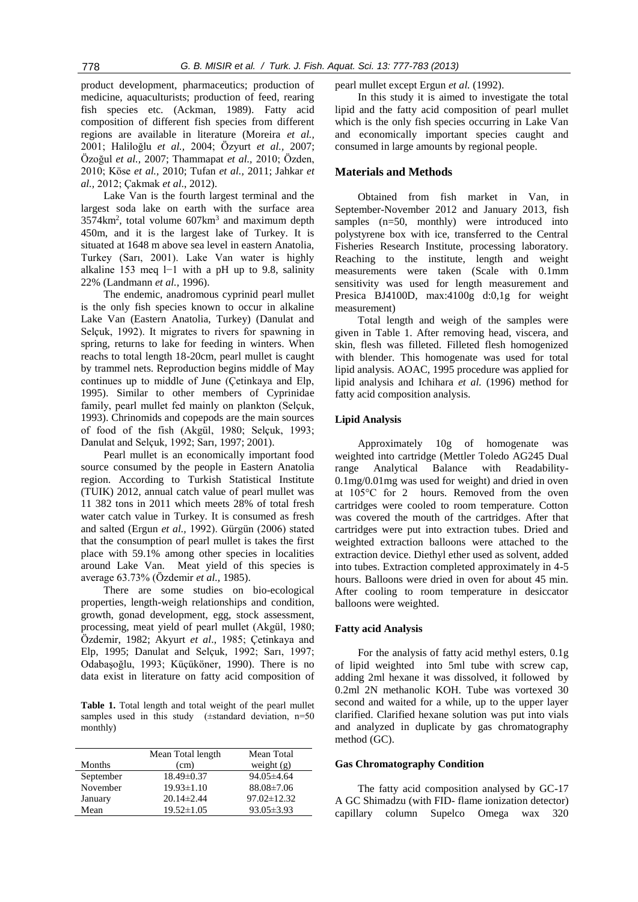product development, pharmaceutics; production of medicine, aquaculturists; production of feed, rearing fish species etc. (Ackman, 1989). Fatty acid composition of different fish species from different regions are available in literature (Moreira *et al.,* 2001; Haliloğlu *et al.,* 2004; Özyurt *et al.,* 2007; Özoğul *et al.,* 2007; Thammapat *et al.,* 2010; Özden, 2010; Köse *et al.,* 2010; Tufan *et al.,* 2011; Jahkar *et al.,* 2012; Çakmak *et al*., 2012).

Lake Van is the fourth largest terminal and the largest soda lake on earth with the surface area 3574km$^2$, total volume 607km$^3$ and maximum depth 450m, and it is the largest lake of Turkey. It is situated at 1648 m above sea level in eastern Anatolia, Turkey (Sarı, 2001). Lake Van water is highly alkaline 153 meq l−1 with a pH up to 9.8, salinity 22% (Landmann *et al.,* 1996).

The endemic, anadromous cyprinid pearl mullet is the only fish species known to occur in alkaline Lake Van (Eastern Anatolia, Turkey) (Danulat and Selçuk, 1992). It migrates to rivers for spawning in spring, returns to lake for feeding in winters. When reachs to total length 18-20cm, pearl mullet is caught by trammel nets. Reproduction begins middle of May continues up to middle of June (Çetinkaya and Elp, 1995). Similar to other members of Cyprinidae family, pearl mullet fed mainly on plankton (Selçuk, 1993). Chrinomids and copepods are the main sources of food of the fish (Akgül, 1980; Selçuk, 1993; Danulat and Selçuk, 1992; Sarı, 1997; 2001).

Pearl mullet is an economically important food source consumed by the people in Eastern Anatolia region. According to Turkish Statistical Institute (TUIK) 2012, annual catch value of pearl mullet was 11 382 tons in 2011 which meets 28% of total fresh water catch value in Turkey. It is consumed as fresh and salted (Ergun *et al.,* 1992). Gürgün (2006) stated that the consumption of pearl mullet is takes the first place with 59.1% among other species in localities around Lake Van. Meat yield of this species is average 63.73% (Özdemir *et al.,* 1985).

There are some studies on bio-ecological properties, length-weigh relationships and condition, growth, gonad development, egg, stock assessment, processing, meat yield of pearl mullet (Akgül, 1980; Özdemir, 1982; Akyurt *et al*., 1985; Çetinkaya and Elp, 1995; Danulat and Selçuk, 1992; Sarı, 1997; Odabaşoğlu, 1993; Küçüköner, 1990). There is no data exist in literature on fatty acid composition of pearl mullet except Ergun *et al.* (1992).

In this study it is aimed to investigate the total lipid and the fatty acid composition of pearl mullet which is the only fish species occurring in Lake Van and economically important species caught and consumed in large amounts by regional people.

**Table 1.** Total length and total weight of the pearl mullet samples used in this study (±standard deviation, n=50 monthly)

| Months | Mean Total length (cm) | Mean Total weight (g) |
|---|---|---|
| September | 18.49±0.37 | 94.05±4.64 |
| November | 19.93±1.10 | 88.08±7.06 |
| January | 20.14±2.44 | 97.02±12.32 |
| Mean | 19.52±1.05 | 93.05±3.93 |

## Materials and Methods

Obtained from fish market in Van, in September-November 2012 and January 2013, fish samples (n=50, monthly) were introduced into polystyrene box with ice, transferred to the Central Fisheries Research Institute, processing laboratory. Reaching to the institute, length and weight measurements were taken (Scale with 0.1mm sensitivity was used for length measurement and Presica BJ4100D, max:4100g d:0,1g for weight measurement)

Total length and weigh of the samples were given in Table 1. After removing head, viscera, and skin, flesh was filleted. Filleted flesh homogenized with blender. This homogenate was used for total lipid analysis. AOAC, 1995 procedure was applied for lipid analysis and Ichihara *et al.* (1996) method for fatty acid composition analysis.

### Lipid Analysis

Approximately 10g of homogenate was weighted into cartridge (Mettler Toledo AG245 Dual range Analytical Balance with Readability-0.1mg/0.01mg was used for weight) and dried in oven at 105°C for 2 hours. Removed from the oven cartridges were cooled to room temperature. Cotton was covered the mouth of the cartridges. After that cartridges were put into extraction tubes. Dried and weighted extraction balloons were attached to the extraction device. Diethyl ether used as solvent, added into tubes. Extraction completed approximately in 4-5 hours. Balloons were dried in oven for about 45 min. After cooling to room temperature in desiccator balloons were weighted.

### Fatty acid Analysis

For the analysis of fatty acid methyl esters, 0.1g of lipid weighted into 5ml tube with screw cap, adding 2ml hexane it was dissolved, it followed by 0.2ml 2N methanolic KOH. Tube was vortexed 30 second and waited for a while, up to the upper layer clarified. Clarified hexane solution was put into vials and analyzed in duplicate by gas chromatography method (GC).

### Gas Chromatography Condition

The fatty acid composition analysed by GC-17 A GC Shimadzu (with FID- flame ionization detector) capillary column Supelco Omega wax 320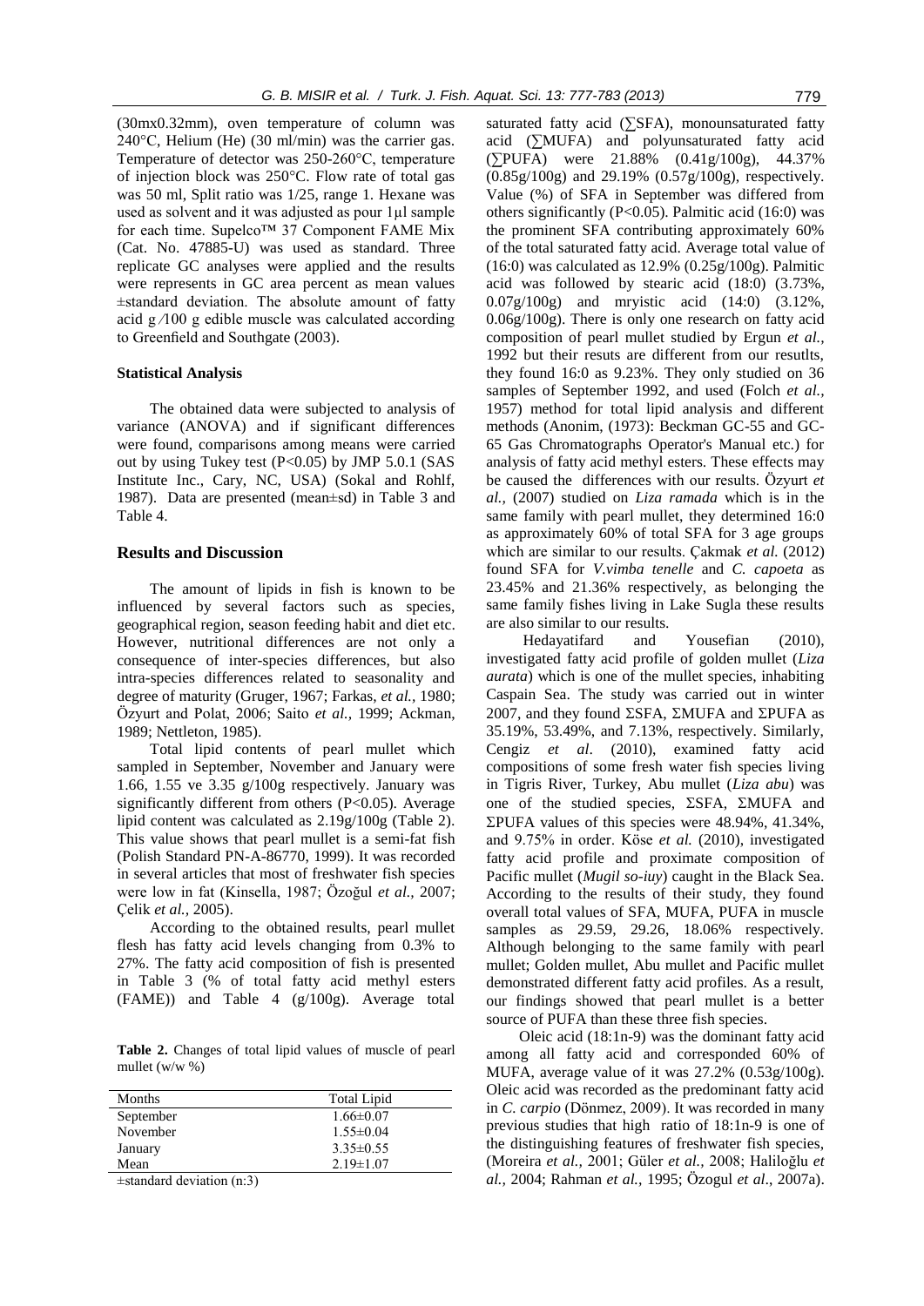(30mx0.32mm), oven temperature of column was 240°C, Helium (He) (30 ml/min) was the carrier gas. Temperature of detector was 250-260°C, temperature of injection block was 250°C. Flow rate of total gas was 50 ml, Split ratio was 1/25, range 1. Hexane was used as solvent and it was adjusted as pour 1µl sample for each time. Supelco™ 37 Component FAME Mix (Cat. No. 47885-U) was used as standard. Three replicate GC analyses were applied and the results were represents in GC area percent as mean values ±standard deviation. The absolute amount of fatty acid g ⁄100 g edible muscle was calculated according to Greenfield and Southgate (2003).

### Statistical Analysis

The obtained data were subjected to analysis of variance (ANOVA) and if significant differences were found, comparisons among means were carried out by using Tukey test ($P<0.05$) by JMP 5.0.1 (SAS Institute Inc., Cary, NC, USA) (Sokal and Rohlf, 1987). Data are presented (mean±sd) in Table 3 and Table 4.

## Results and Discussion

The amount of lipids in fish is known to be influenced by several factors such as species, geographical region, season feeding habit and diet etc. However, nutritional differences are not only a consequence of inter-species differences, but also intra-species differences related to seasonality and degree of maturity (Gruger, 1967; Farkas, *et al.,* 1980; Özyurt and Polat, 2006; Saito *et al.,* 1999; Ackman, 1989; Nettleton, 1985).

Total lipid contents of pearl mullet which sampled in September, November and January were 1.66, 1.55 ve 3.35 g/100g respectively. January was significantly different from others ($P<0.05$). Average lipid content was calculated as 2.19g/100g (Table 2). This value shows that pearl mullet is a semi-fat fish (Polish Standard PN-A-86770, 1999). It was recorded in several articles that most of freshwater fish species were low in fat (Kinsella, 1987; Özoğul *et al.,* 2007; Çelik *et al.,* 2005).

According to the obtained results, pearl mullet flesh has fatty acid levels changing from 0.3% to 27%. The fatty acid composition of fish is presented in Table 3 (% of total fatty acid methyl esters (FAME)) and Table 4 (g/100g). Average total saturated fatty acid (∑SFA), monounsaturated fatty acid (∑MUFA) and polyunsaturated fatty acid (∑PUFA) were 21.88% (0.41g/100g), 44.37% (0.85g/100g) and 29.19% (0.57g/100g), respectively. Value (%) of SFA in September was differed from others significantly ($P<0.05$). Palmitic acid (16:0) was the prominent SFA contributing approximately 60% of the total saturated fatty acid. Average total value of (16:0) was calculated as 12.9% (0.25g/100g). Palmitic acid was followed by stearic acid (18:0) (3.73%, 0.07g/100g) and mryistic acid (14:0) (3.12%, 0.06g/100g). There is only one research on fatty acid composition of pearl mullet studied by Ergun *et al.,* 1992 but their resuts are different from our resutlts, they found 16:0 as 9.23%. They only studied on 36 samples of September 1992, and used (Folch *et al.,* 1957) method for total lipid analysis and different methods (Anonim, (1973): Beckman GC-55 and GC-65 Gas Chromatographs Operator's Manual etc.) for analysis of fatty acid methyl esters. These effects may be caused the differences with our results. Özyurt *et al.,* (2007) studied on *Liza ramada* which is in the same family with pearl mullet, they determined 16:0 as approximately 60% of total SFA for 3 age groups which are similar to our results. Çakmak *et al.* (2012) found SFA for *V.vimba tenelle* and *C. capoeta* as 23.45% and 21.36% respectively, as belonging the same family fishes living in Lake Sugla these results are also similar to our results.

Hedayatifard and Yousefian (2010), investigated fatty acid profile of golden mullet (*Liza aurata*) which is one of the mullet species, inhabiting Caspain Sea. The study was carried out in winter 2007, and they found ΣSFA, ΣMUFA and ΣPUFA as 35.19%, 53.49%, and 7.13%, respectively. Similarly, Cengiz *et al*. (2010), examined fatty acid compositions of some fresh water fish species living in Tigris River, Turkey, Abu mullet (*Liza abu*) was one of the studied species, ΣSFA, ΣMUFA and ΣPUFA values of this species were 48.94%, 41.34%, and 9.75% in order. Köse *et al.* (2010), investigated fatty acid profile and proximate composition of Pacific mullet (*Mugil so-iuy*) caught in the Black Sea. According to the results of their study, they found overall total values of SFA, MUFA, PUFA in muscle samples as 29.59, 29.26, 18.06% respectively. Although belonging to the same family with pearl mullet; Golden mullet, Abu mullet and Pacific mullet demonstrated different fatty acid profiles. As a result, our findings showed that pearl mullet is a better source of PUFA than these three fish species.

Oleic acid (18:1n-9) was the dominant fatty acid among all fatty acid and corresponded 60% of MUFA, average value of it was 27.2% (0.53g/100g). Oleic acid was recorded as the predominant fatty acid in *C. carpio* (Dönmez, 2009). It was recorded in many previous studies that high ratio of 18:1n-9 is one of the distinguishing features of freshwater fish species, (Moreira *et al.,* 2001; Güler *et al.,* 2008; Haliloğlu *et al.,* 2004; Rahman *et al.,* 1995; Özogul *et al*., 2007a).

**Table 2.** Changes of total lipid values of muscle of pearl mullet (w/w %)

| Months | Total Lipid |
|---|---|
| September | 1.66±0.07 |
| November | 1.55±0.04 |
| January | 3.35±0.55 |
| Mean | 2.19±1.07 |

±standard deviation (n:3)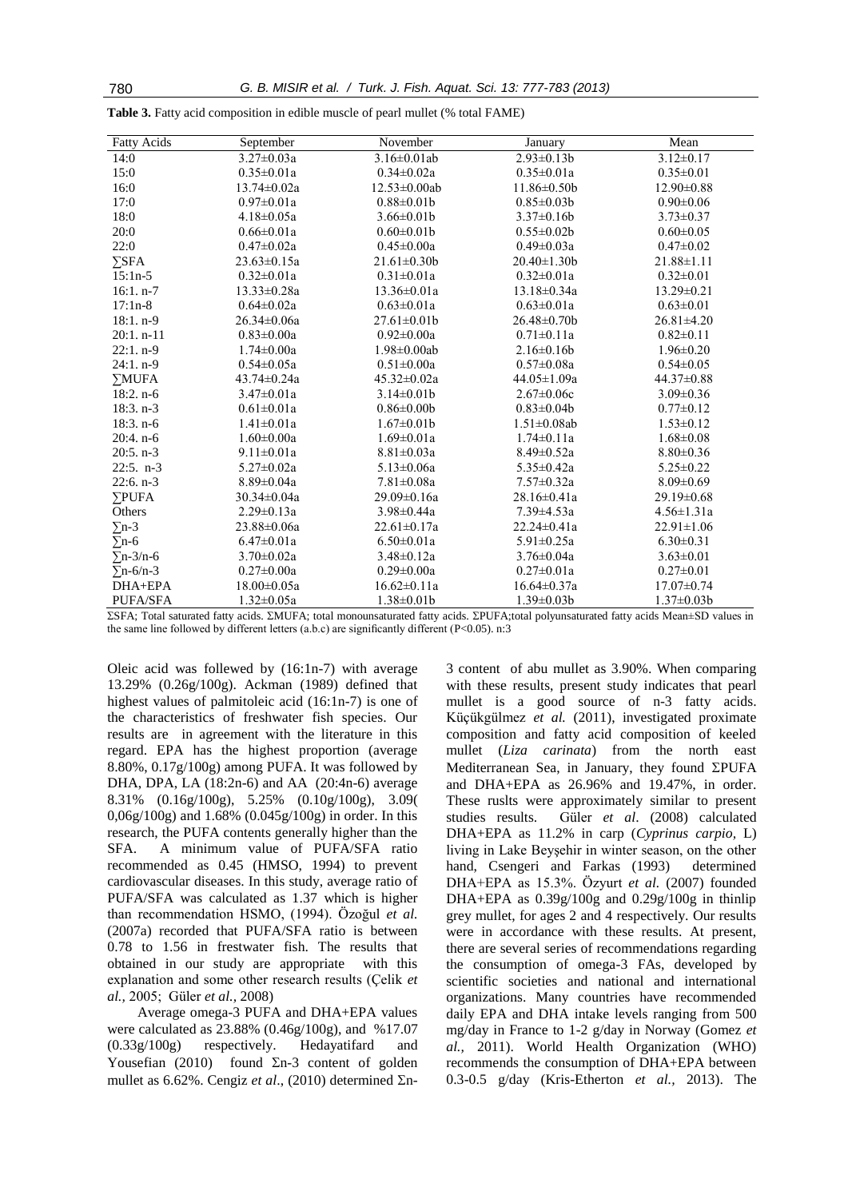**Table 3.** Fatty acid composition in edible muscle of pearl mullet (% total FAME)

| Fatty Acids | September | November | January | Mean |
|---|---|---|---|---|
| 14:0 | 3.27±0.03a | 3.16±0.01ab | 2.93±0.13b | 3.12±0.17 |
| 15:0 | 0.35±0.01a | 0.34±0.02a | 0.35±0.01a | 0.35±0.01 |
| 16:0 | 13.74±0.02a | 12.53±0.00ab | 11.86±0.50b | 12.90±0.88 |
| 17:0 | 0.97±0.01a | 0.88±0.01b | 0.85±0.03b | 0.90±0.06 |
| 18:0 | 4.18±0.05a | 3.66±0.01b | 3.37±0.16b | 3.73±0.37 |
| 20:0 | 0.66±0.01a | 0.60±0.01b | 0.55±0.02b | 0.60±0.05 |
| 22:0 | 0.47±0.02a | 0.45±0.00a | 0.49±0.03a | 0.47±0.02 |
| ∑SFA | 23.63±0.15a | 21.61±0.30b | 20.40±1.30b | 21.88±1.11 |
| 15:1n-5 | 0.32±0.01a | 0.31±0.01a | 0.32±0.01a | 0.32±0.01 |
| 16:1. n-7 | 13.33±0.28a | 13.36±0.01a | 13.18±0.34a | 13.29±0.21 |
| 17:1n-8 | 0.64±0.02a | 0.63±0.01a | 0.63±0.01a | 0.63±0.01 |
| 18:1. n-9 | 26.34±0.06a | 27.61±0.01b | 26.48±0.70b | 26.81±4.20 |
| 20:1. n-11 | 0.83±0.00a | 0.92±0.00a | 0.71±0.11a | 0.82±0.11 |
| 22:1. n-9 | 1.74±0.00a | 1.98±0.00ab | 2.16±0.16b | 1.96±0.20 |
| 24:1. n-9 | 0.54±0.05a | 0.51±0.00a | 0.57±0.08a | 0.54±0.05 |
| ∑MUFA | 43.74±0.24a | 45.32±0.02a | 44.05±1.09a | 44.37±0.88 |
| 18:2. n-6 | 3.47±0.01a | 3.14±0.01b | 2.67±0.06c | 3.09±0.36 |
| 18:3. n-3 | 0.61±0.01a | 0.86±0.00b | 0.83±0.04b | 0.77±0.12 |
| 18:3. n-6 | 1.41±0.01a | 1.67±0.01b | 1.51±0.08ab | 1.53±0.12 |
| 20:4. n-6 | 1.60±0.00a | 1.69±0.01a | 1.74±0.11a | 1.68±0.08 |
| 20:5. n-3 | 9.11±0.01a | 8.81±0.03a | 8.49±0.52a | 8.80±0.36 |
| 22:5. n-3 | 5.27±0.02a | 5.13±0.06a | 5.35±0.42a | 5.25±0.22 |
| 22:6. n-3 | 8.89±0.04a | 7.81±0.08a | 7.57±0.32a | 8.09±0.69 |
| ∑PUFA | 30.34±0.04a | 29.09±0.16a | 28.16±0.41a | 29.19±0.68 |
| Others | 2.29±0.13a | 3.98±0.44a | 7.39±4.53a | 4.56±1.31a |
| ∑n-3 | 23.88±0.06a | 22.61±0.17a | 22.24±0.41a | 22.91±1.06 |
| ∑n-6 | 6.47±0.01a | 6.50±0.01a | 5.91±0.25a | 6.30±0.31 |
| ∑n-3/n-6 | 3.70±0.02a | 3.48±0.12a | 3.76±0.04a | 3.63±0.01 |
| ∑n-6/n-3 | 0.27±0.00a | 0.29±0.00a | 0.27±0.01a | 0.27±0.01 |
| DHA+EPA | 18.00±0.05a | 16.62±0.11a | 16.64±0.37a | 17.07±0.74 |
| PUFA/SFA | 1.32±0.05a | 1.38±0.01b | 1.39±0.03b | 1.37±0.03b |

ΣSFA; Total saturated fatty acids. ΣMUFA; total monounsaturated fatty acids. ΣPUFA;total polyunsaturated fatty acids Mean±SD values in the same line followed by different letters (a.b.c) are significantly different (P<0.05). n:3

Oleic acid was followed by (16:1n-7) with average 13.29% (0.26g/100g). Ackman (1989) defined that highest values of palmitoleic acid (16:1n-7) is one of the characteristics of freshwater fish species. Our results are in agreement with the literature in this regard. EPA has the highest proportion (average 8.80%, 0.17g/100g) among PUFA. It was followed by DHA, DPA, LA (18:2n-6) and AA (20:4n-6) average 8.31% (0.16g/100g), 5.25% (0.10g/100g), 3.09( 0,06g/100g) and 1.68% (0.045g/100g) in order. In this research, the PUFA contents generally higher than the SFA. A minimum value of PUFA/SFA ratio recommended as 0.45 (HMSO, 1994) to prevent cardiovascular diseases. In this study, average ratio of PUFA/SFA was calculated as 1.37 which is higher than recommendation HSMO, (1994). Özoğul *et al.* (2007a) recorded that PUFA/SFA ratio is between 0.78 to 1.56 in frestwater fish. The results that obtained in our study are appropriate with this explanation and some other research results (Çelik *et al.,* 2005; Güler *et al.,* 2008)

Average omega-3 PUFA and DHA+EPA values were calculated as 23.88% (0.46g/100g), and %17.07 (0.33g/100g) respectively. Hedayatifard and Yousefian (2010) found Σn-3 content of golden mullet as 6.62%. Cengiz *et al*., (2010) determined Σn-3 content of abu mullet as 3.90%. When comparing with these results, present study indicates that pearl mullet is a good source of n-3 fatty acids. Küçükgülmez *et al.* (2011), investigated proximate composition and fatty acid composition of keeled mullet (*Liza carinata*) from the north east Mediterranean Sea, in January, they found ΣPUFA and DHA+EPA as 26.96% and 19.47%, in order. These ruslts were approximately similar to present studies results. Güler *et al*. (2008) calculated DHA+EPA as 11.2% in carp (*Cyprinus carpio,* L) living in Lake Beyşehir in winter season, on the other hand, Csengeri and Farkas (1993) determined DHA+EPA as 15.3%. Özyurt *et al.* (2007) founded DHA+EPA as 0.39g/100g and 0.29g/100g in thinlip grey mullet, for ages 2 and 4 respectively. Our results were in accordance with these results. At present, there are several series of recommendations regarding the consumption of omega-3 FAs, developed by scientific societies and national and international organizations. Many countries have recommended daily EPA and DHA intake levels ranging from 500 mg/day in France to 1-2 g/day in Norway (Gomez *et al.,* 2011). World Health Organization (WHO) recommends the consumption of DHA+EPA between 0.3-0.5 g/day (Kris-Etherton *et al.,* 2013). The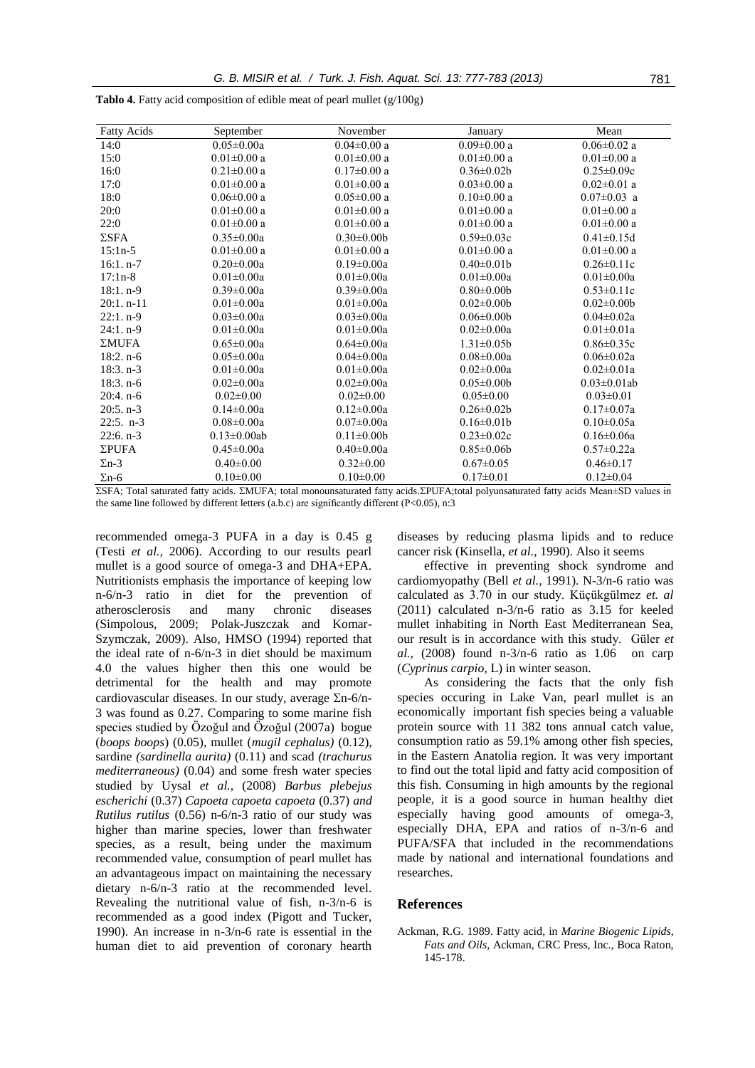**Tablo 4.** Fatty acid composition of edible meat of pearl mullet (g/100g)

| Fatty Acids | September | November | January | Mean |
|---|---|---|---|---|
| 14:0 | 0.05±0.00a | 0.04±0.00 a | 0.09±0.00 a | 0.06±0.02 a |
| 15:0 | 0.01±0.00 a | 0.01±0.00 a | 0.01±0.00 a | 0.01±0.00 a |
| 16:0 | 0.21±0.00 a | 0.17±0.00 a | 0.36±0.02b | 0.25±0.09c |
| 17:0 | 0.01±0.00 a | 0.01±0.00 a | 0.03±0.00 a | 0.02±0.01 a |
| 18:0 | 0.06±0.00 a | 0.05±0.00 a | 0.10±0.00 a | 0.07±0.03 a |
| 20:0 | 0.01±0.00 a | 0.01±0.00 a | 0.01±0.00 a | 0.01±0.00 a |
| 22:0 | 0.01±0.00 a | 0.01±0.00 a | 0.01±0.00 a | 0.01±0.00 a |
| ΣSFA | 0.35±0.00a | 0.30±0.00b | 0.59±0.03c | 0.41±0.15d |
| 15:1n-5 | 0.01±0.00 a | 0.01±0.00 a | 0.01±0.00 a | 0.01±0.00 a |
| 16:1. n-7 | 0.20±0.00a | 0.19±0.00a | 0.40±0.01b | 0.26±0.11c |
| 17:1n-8 | 0.01±0.00a | 0.01±0.00a | 0.01±0.00a | 0.01±0.00a |
| 18:1. n-9 | 0.39±0.00a | 0.39±0.00a | 0.80±0.00b | 0.53±0.11c |
| 20:1. n-11 | 0.01±0.00a | 0.01±0.00a | 0.02±0.00b | 0.02±0.00b |
| 22:1. n-9 | 0.03±0.00a | 0.03±0.00a | 0.06±0.00b | 0.04±0.02a |
| 24:1. n-9 | 0.01±0.00a | 0.01±0.00a | 0.02±0.00a | 0.01±0.01a |
| ΣMUFA | 0.65±0.00a | 0.64±0.00a | 1.31±0.05b | 0.86±0.35c |
| 18:2. n-6 | 0.05±0.00a | 0.04±0.00a | 0.08±0.00a | 0.06±0.02a |
| 18:3. n-3 | 0.01±0.00a | 0.01±0.00a | 0.02±0.00a | 0.02±0.01a |
| 18:3. n-6 | 0.02±0.00a | 0.02±0.00a | 0.05±0.00b | 0.03±0.01ab |
| 20:4. n-6 | 0.02±0.00 | 0.02±0.00 | 0.05±0.00 | 0.03±0.01 |
| 20:5. n-3 | 0.14±0.00a | 0.12±0.00a | 0.26±0.02b | 0.17±0.07a |
| 22:5. n-3 | 0.08±0.00a | 0.07±0.00a | 0.16±0.01b | 0.10±0.05a |
| 22:6. n-3 | 0.13±0.00ab | 0.11±0.00b | 0.23±0.02c | 0.16±0.06a |
| ΣPUFA | 0.45±0.00a | 0.40±0.00a | 0.85±0.06b | 0.57±0.22a |
| Σn-3 | 0.40±0.00 | 0.32±0.00 | 0.67±0.05 | 0.46±0.17 |
| Σn-6 | 0.10±0.00 | 0.10±0.00 | 0.17±0.01 | 0.12±0.04 |

ΣSFA; Total saturated fatty acids. ΣMUFA; total monounsaturated fatty acids.ΣPUFA;total polyunsaturated fatty acids Mean±SD values in the same line followed by different letters (a.b.c) are significantly different (P<0.05), n:3

recommended omega-3 PUFA in a day is 0.45 g (Testi *et al.,* 2006). According to our results pearl mullet is a good source of omega-3 and DHA+EPA. Nutritionists emphasis the importance of keeping low n-6/n-3 ratio in diet for the prevention of atherosclerosis and many chronic diseases (Simpolous, 2009; Polak-Juszczak and Komar-Szymczak, 2009). Also, HMSO (1994) reported that the ideal rate of n-6/n-3 in diet should be maximum 4.0 the values higher then this one would be detrimental for the health and may promote cardiovascular diseases. In our study, average Σn-6/n-3 was found as 0.27. Comparing to some marine fish species studied by Özoğul and Özoğul (2007a) bogue (*boops boops*) (0.05), mullet (*mugil cephalus)* (0.12), sardine *(sardinella aurita)* (0.11) and scad *(trachurus mediterraneous)* (0.04) and some fresh water species studied by Uysal *et al.,* (2008) *Barbus plebejus escherichi* (0.37) *Capoeta capoeta capoeta* (0.37) *and Rutilus rutilus* (0.56) n-6/n-3 ratio of our study was higher than marine species, lower than freshwater species, as a result, being under the maximum recommended value, consumption of pearl mullet has an advantageous impact on maintaining the necessary dietary n-6/n-3 ratio at the recommended level. Revealing the nutritional value of fish, n-3/n-6 is recommended as a good index (Pigott and Tucker, 1990). An increase in n-3/n-6 rate is essential in the human diet to aid prevention of coronary hearth diseases by reducing plasma lipids and to reduce cancer risk (Kinsella, *et al.,* 1990). Also it seems

effective in preventing shock syndrome and cardiomyopathy (Bell *et al.,* 1991). N-3/n-6 ratio was calculated as 3.70 in our study. Küçükgülmez *et. al* (2011) calculated n-3/n-6 ratio as 3.15 for keeled mullet inhabiting in North East Mediterranean Sea, our result is in accordance with this study. Güler *et al.,* (2008) found n-3/n-6 ratio as 1.06 on carp (*Cyprinus carpio,* L) in winter season.

As considering the facts that the only fish species occuring in Lake Van, pearl mullet is an economically important fish species being a valuable protein source with 11 382 tons annual catch value, consumption ratio as 59.1% among other fish species, in the Eastern Anatolia region. It was very important to find out the total lipid and fatty acid composition of this fish. Consuming in high amounts by the regional people, it is a good source in human healthy diet especially having good amounts of omega-3, especially DHA, EPA and ratios of n-3/n-6 and PUFA/SFA that included in the recommendations made by national and international foundations and researches.

## References

Ackman, R.G. 1989. Fatty acid, in *Marine Biogenic Lipids, Fats and Oils,* Ackman, CRC Press, Inc., Boca Raton, 145-178.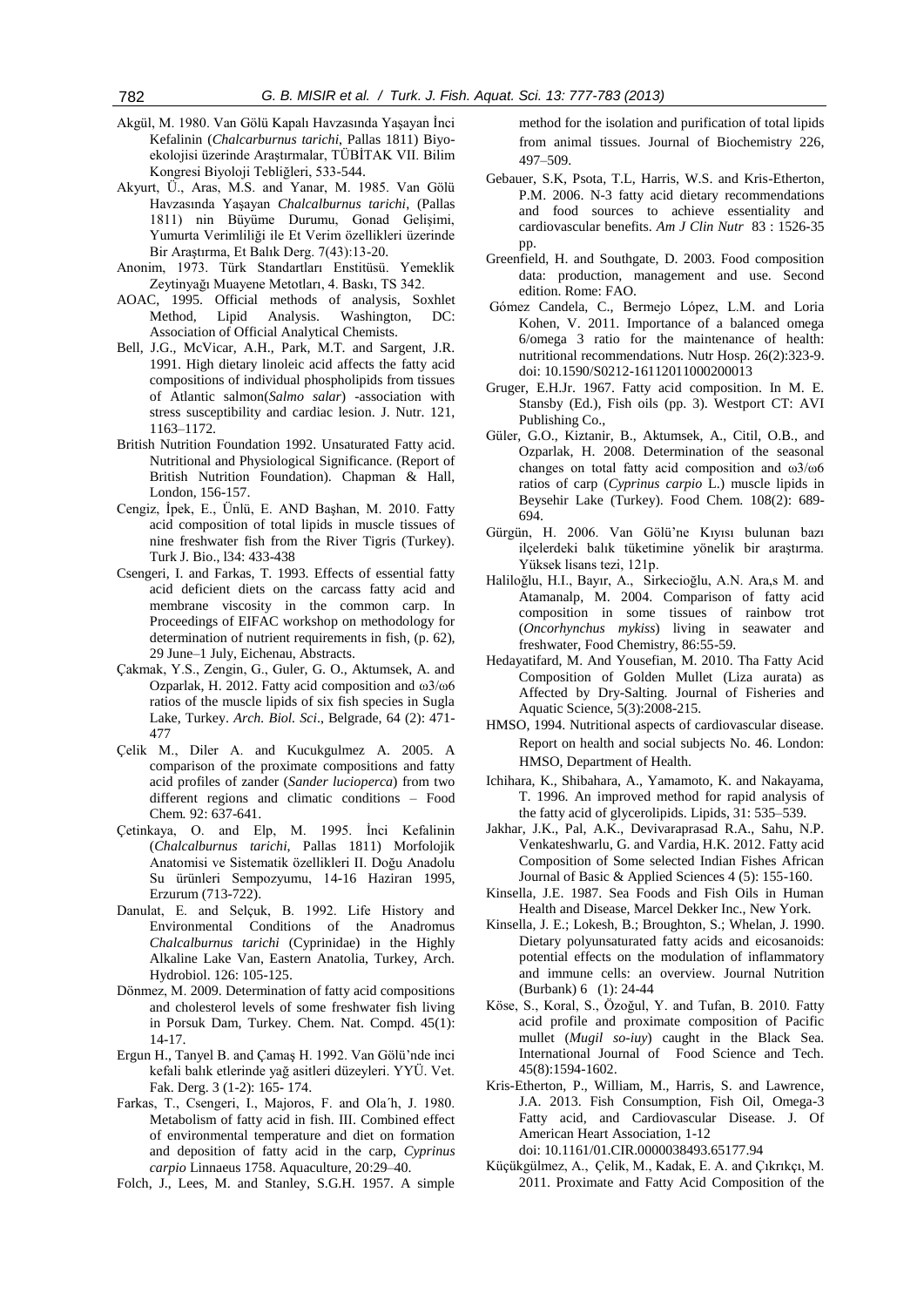Akgül, M. 1980. Van Gölü Kapalı Havzasında Yaşayan İnci Kefalinin (*Chalcarburnus tarichi*, Pallas 1811) Biyo-ekolojisi üzerinde Araştırmalar, TÜBİTAK VII. Bilim Kongresi Biyoloji Tebliğleri, 533-544.

Akyurt, Ü., Aras, M.S. and Yanar, M. 1985. Van Gölü Havzasında Yaşayan *Chalcalburnus tarichi*, (Pallas 1811) nin Büyüme Durumu, Gonad Gelişimi, Yumurta Verimliliği ile Et Verim özellikleri üzerinde Bir Araştırma, Et Balık Derg. 7(43):13-20.

Anonim, 1973. Türk Standartları Enstitüsü. Yemeklik Zeytinyağı Muayene Metotları, 4. Baskı, TS 342.

AOAC, 1995. Official methods of analysis, Soxhlet Method, Lipid Analysis. Washington, DC: Association of Official Analytical Chemists.

Bell, J.G., McVicar, A.H., Park, M.T. and Sargent, J.R. 1991. High dietary linoleic acid affects the fatty acid compositions of individual phospholipids from tissues of Atlantic salmon(*Salmo salar*) -association with stress susceptibility and cardiac lesion. J. Nutr. 121, 1163–1172.

British Nutrition Foundation 1992. Unsaturated Fatty acid. Nutritional and Physiological Significance. (Report of British Nutrition Foundation). Chapman & Hall, London, 156-157.

Cengiz, İpek, E., Ünlü, E. AND Başhan, M. 2010. Fatty acid composition of total lipids in muscle tissues of nine freshwater fish from the River Tigris (Turkey). Turk J. Bio., l34: 433-438

Csengeri, I. and Farkas, T. 1993. Effects of essential fatty acid deficient diets on the carcass fatty acid and membrane viscosity in the common carp. In Proceedings of EIFAC workshop on methodology for determination of nutrient requirements in fish, (p. 62), 29 June–1 July, Eichenau, Abstracts.

Çakmak, Y.S., Zengin, G., Guler, G. O., Aktumsek, A. and Ozparlak, H. 2012. Fatty acid composition and ω3/ω6 ratios of the muscle lipids of six fish species in Sugla Lake, Turkey. *Arch. Biol. Sci*., Belgrade, 64 (2): 471-477

Çelik M., Diler A. and Kucukgulmez A. 2005. A comparison of the proximate compositions and fatty acid profiles of zander (*Sander lucioperca*) from two different regions and climatic conditions – Food Chem*.* 92: 637-641.

Çetinkaya, O. and Elp, M. 1995. İnci Kefalinin (*Chalcalburnus tarichi*, Pallas 1811) Morfolojik Anatomisi ve Sistematik özellikleri II. Doğu Anadolu Su ürünleri Sempozyumu, 14-16 Haziran 1995, Erzurum (713-722).

Danulat, E. and Selçuk, B. 1992. Life History and Environmental Conditions of the Anadromus *Chalcalburnus tarichi* (Cyprinidae) in the Highly Alkaline Lake Van, Eastern Anatolia, Turkey, Arch. Hydrobiol. 126: 105-125.

Dönmez, M. 2009. Determination of fatty acid compositions and cholesterol levels of some freshwater fish living in Porsuk Dam, Turkey. Chem. Nat. Compd. 45(1): 14-17.

Ergun H., Tanyel B. and Çamaş H. 1992. Van Gölü'nde inci kefali balık etlerinde yağ asitleri düzeyleri. YYÜ. Vet. Fak. Derg. 3 (1-2): 165- 174.

Farkas, T., Csengeri, I., Majoros, F. and Ola´h, J. 1980. Metabolism of fatty acid in fish. III. Combined effect of environmental temperature and diet on formation and deposition of fatty acid in the carp, *Cyprinus carpio* Linnaeus 1758. Aquaculture, 20:29–40.

Folch, J., Lees, M. and Stanley, S.G.H. 1957. A simple method for the isolation and purification of total lipids from animal tissues. Journal of Biochemistry 226, 497–509.

Gebauer, S.K, Psota, T.L, Harris, W.S. and Kris-Etherton, P.M. 2006. N-3 fatty acid dietary recommendations and food sources to achieve essentiality and cardiovascular benefits. *Am J Clin Nutr* 83 : 1526-35 pp.

Greenfield, H. and Southgate, D. 2003. Food composition data: production, management and use. Second edition. Rome: FAO.

Gómez Candela, C., Bermejo López, L.M. and Loria Kohen, V. 2011. Importance of a balanced omega 6/omega 3 ratio for the maintenance of health: nutritional recommendations. Nutr Hosp. 26(2):323-9. doi: 10.1590/S0212-16112011000200013

Gruger, E.H.Jr. 1967. Fatty acid composition. In M. E. Stansby (Ed.), Fish oils (pp. 3). Westport CT: AVI Publishing Co.,

Güler, G.O., Kiztanir, B., Aktumsek, A., Citil, O.B., and Ozparlak, H. 2008. Determination of the seasonal changes on total fatty acid composition and ω3/ω6 ratios of carp (*Cyprinus carpio* L.) muscle lipids in Beysehir Lake (Turkey). Food Chem. 108(2): 689-694.

Gürgün, H. 2006. Van Gölü'ne Kıyısı bulunan bazı ilçelerdeki balık tüketimine yönelik bir araştırma. Yüksek lisans tezi, 121p.

Haliloğlu, H.I., Bayır, A., Sirkecioğlu, A.N. Ara,s M. and Atamanalp, M. 2004. Comparison of fatty acid composition in some tissues of rainbow trot (*Oncorhynchus mykiss*) living in seawater and freshwater, Food Chemistry, 86:55-59.

Hedayatifard, M. And Yousefian, M. 2010. Tha Fatty Acid Composition of Golden Mullet (Liza aurata) as Affected by Dry-Salting. Journal of Fisheries and Aquatic Science, 5(3):2008-215.

HMSO, 1994. Nutritional aspects of cardiovascular disease. Report on health and social subjects No. 46. London: HMSO, Department of Health.

Ichihara, K., Shibahara, A., Yamamoto, K. and Nakayama, T. 1996. An improved method for rapid analysis of the fatty acid of glycerolipids. Lipids, 31: 535–539.

Jakhar, J.K., Pal, A.K., Devivaraprasad R.A., Sahu, N.P. Venkateshwarlu, G. and Vardia, H.K. 2012. Fatty acid Composition of Some selected Indian Fishes African Journal of Basic & Applied Sciences 4 (5): 155-160.

Kinsella, J.E. 1987. Sea Foods and Fish Oils in Human Health and Disease, Marcel Dekker Inc., New York.

Kinsella, J. E.; Lokesh, B.; Broughton, S.; Whelan, J. 1990. Dietary polyunsaturated fatty acids and eicosanoids: potential effects on the modulation of inflammatory and immune cells: an overview. Journal Nutrition (Burbank) 6 (1): 24-44

Köse, S., Koral, S., Özoğul, Y. and Tufan, B. 2010. Fatty acid profile and proximate composition of Pacific mullet (*Mugil so-iuy*) caught in the Black Sea. International Journal of Food Science and Tech. 45(8):1594-1602.

Kris-Etherton, P., William, M., Harris, S. and Lawrence, J.A. 2013. Fish Consumption, Fish Oil, Omega-3 Fatty acid, and Cardiovascular Disease. J. Of American Heart Association, 1-12 doi: 10.1161/01.CIR.0000038493.65177.94

Küçükgülmez, A., Çelik, M., Kadak, E. A. and Çıkrıkçı, M. 2011. Proximate and Fatty Acid Composition of the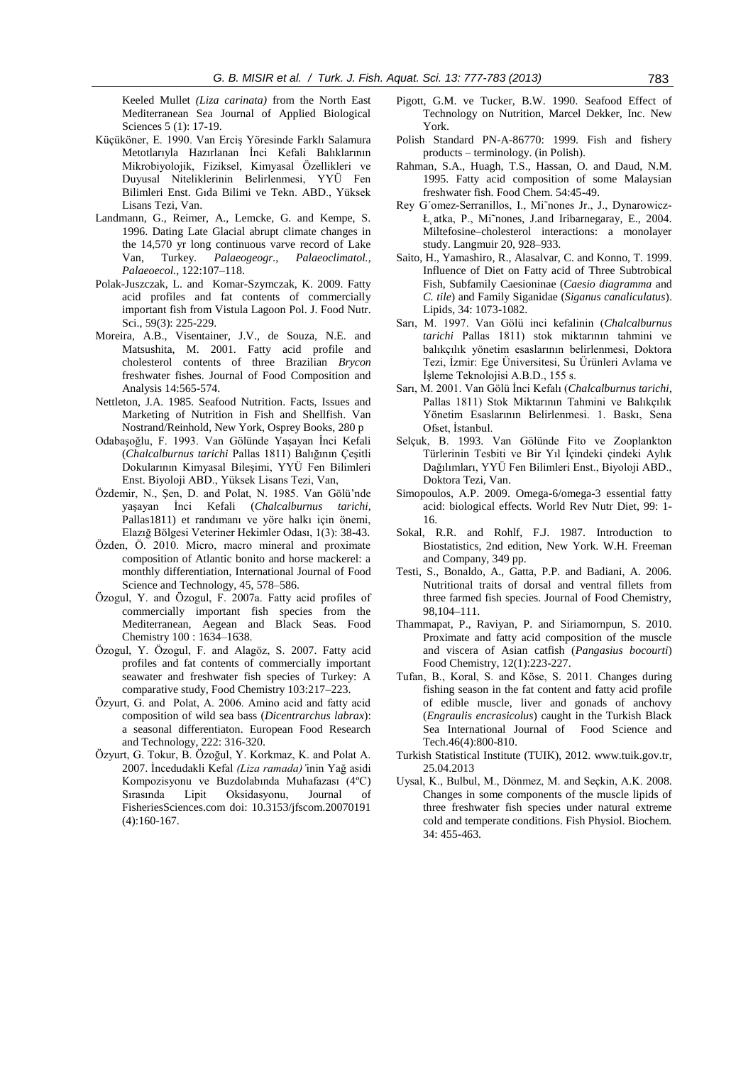Keeled Mullet *(Liza carinata)* from the North East Mediterranean Sea Journal of Applied Biological Sciences 5 (1): 17-19.

Küçüköner, E. 1990. Van Erciş Yöresinde Farklı Salamura Metotlarıyla Hazırlanan İnci Kefali Balıklarının Mikrobiyolojik, Fiziksel, Kimyasal Özellikleri ve Duyusal Niteliklerinin Belirlenmesi, YYÜ Fen Bilimleri Enst. Gıda Bilimi ve Tekn. ABD., Yüksek Lisans Tezi, Van.

Landmann, G., Reimer, A., Lemcke, G. and Kempe, S. 1996. Dating Late Glacial abrupt climate changes in the 14,570 yr long continuous varve record of Lake Van, Turkey. *Palaeogeogr., Palaeoclimatol., Palaeoecol.*, 122:107–118.

Polak-Juszczak, L. and Komar-Szymczak, K. 2009. Fatty acid profiles and fat contents of commercially important fish from Vistula Lagoon Pol. J. Food Nutr. Sci., 59(3): 225-229.

Moreira, A.B., Visentainer, J.V., de Souza, N.E. and Matsushita, M. 2001. Fatty acid profile and cholesterol contents of three Brazilian *Brycon* freshwater fishes. Journal of Food Composition and Analysis 14:565-574.

Nettleton, J.A. 1985. Seafood Nutrition. Facts, Issues and Marketing of Nutrition in Fish and Shellfish. Van Nostrand/Reinhold, New York, Osprey Books, 280 p

Odabaşoğlu, F. 1993. Van Gölünde Yaşayan İnci Kefali (*Chalcalburnus tarichi* Pallas 1811) Balığının Çeşitli Dokularının Kimyasal Bileşimi, YYÜ Fen Bilimleri Enst. Biyoloji ABD., Yüksek Lisans Tezi, Van,

Özdemir, N., Şen, D. and Polat, N. 1985. Van Gölü'nde yaşayan İnci Kefali (*Chalcalburnus tarichi*, Pallas1811) et randımanı ve yöre halkı için önemi, Elazığ Bölgesi Veteriner Hekimler Odası, 1(3): 38-43.

Özden, Ö. 2010. Micro, macro mineral and proximate composition of Atlantic bonito and horse mackerel: a monthly differentiation, International Journal of Food Science and Technology, 45, 578–586.

Özogul, Y. and Özogul, F. 2007a. Fatty acid profiles of commercially important fish species from the Mediterranean, Aegean and Black Seas. Food Chemistry 100 : 1634–1638.

Özogul, Y. Özogul, F. and Alagöz, S. 2007. Fatty acid profiles and fat contents of commercially important seawater and freshwater fish species of Turkey: A comparative study, Food Chemistry 103:217–223.

Özyurt, G. and Polat, A. 2006. Amino acid and fatty acid composition of wild sea bass (*Dicentrarchus labrax*): a seasonal differentiaton. European Food Research and Technology, 222: 316-320.

Özyurt, G. Tokur, B. Özoğul, Y. Korkmaz, K. and Polat A. 2007. İncedudakli Kefal *(Liza ramada)*'inin Yağ asidi Kompozisyonu ve Buzdolabında Muhafazası (4ºC) Sırasında Lipit Oksidasyonu, Journal of FisheriesSciences.com doi: 10.3153/jfscom.20070191 (4):160-167.

Pigott, G.M. ve Tucker, B.W. 1990. Seafood Effect of Technology on Nutrition, Marcel Dekker, Inc. New York.

Polish Standard PN-A-86770: 1999. Fish and fishery products – terminology. (in Polish).

Rahman, S.A., Huagh, T.S., Hassan, O. and Daud, N.M. 1995. Fatty acid composition of some Malaysian freshwater fish. Food Chem. 54:45-49.

Rey G´omez-Serranillos, I., Mi˜nones Jr., J., Dynarowicz-Ł¸atka, P., Mi˜nones, J.and Iribarnegaray, E., 2004. Miltefosine–cholesterol interactions: a monolayer study. Langmuir 20, 928–933.

Saito, H., Yamashiro, R., Alasalvar, C. and Konno, T. 1999. Influence of Diet on Fatty acid of Three Subtrobical Fish, Subfamily Caesioninae (*Caesio diagramma* and *C. tile*) and Family Siganidae (*Siganus canaliculatus*). Lipids, 34: 1073-1082.

Sarı, M. 1997. Van Gölü inci kefalinin (*Chalcalburnus tarichi* Pallas 1811) stok miktarının tahmini ve balıkçılık yönetim esaslarının belirlenmesi, Doktora Tezi, İzmir: Ege Üniversitesi, Su Ürünleri Avlama ve İşleme Teknolojisi A.B.D., 155 s.

Sarı, M. 2001. Van Gölü İnci Kefalı (*Chalcalburnus tarichi*, Pallas 1811) Stok Miktarının Tahmini ve Balıkçılık Yönetim Esaslarının Belirlenmesi. 1. Baskı, Sena Ofset, İstanbul.

Selçuk, B. 1993. Van Gölünde Fito ve Zooplankton Türlerinin Tesbiti ve Bir Yıl İçindeki çindeki Aylık Dağılımları, YYÜ Fen Bilimleri Enst., Biyoloji ABD., Doktora Tezi, Van.

Simopoulos, A.P. 2009. Omega-6/omega-3 essential fatty acid: biological effects. World Rev Nutr Diet, 99: 1-16.

Sokal, R.R. and Rohlf, F.J. 1987. Introduction to Biostatistics, 2nd edition, New York. W.H. Freeman and Company, 349 pp.

Testi, S., Bonaldo, A., Gatta, P.P. and Badiani, A. 2006. Nutritional traits of dorsal and ventral fillets from three farmed fish species. Journal of Food Chemistry, 98,104–111.

Thammapat, P., Raviyan, P. and Siriamornpun, S. 2010. Proximate and fatty acid composition of the muscle and viscera of Asian catfish (*Pangasius bocourti*) Food Chemistry, 12(1):223-227.

Tufan, B., Koral, S. and Köse, S. 2011. Changes during fishing season in the fat content and fatty acid profile of edible muscle, liver and gonads of anchovy (*Engraulis encrasicolus*) caught in the Turkish Black Sea International Journal of Food Science and Tech.46(4):800-810.

Turkish Statistical Institute (TUIK), 2012. www.tuik.gov.tr, 25.04.2013

Uysal, K., Bulbul, M., Dönmez, M. and Seçkin, A.K. 2008. Changes in some components of the muscle lipids of three freshwater fish species under natural extreme cold and temperate conditions. Fish Physiol. Biochem. 34: 455-463.